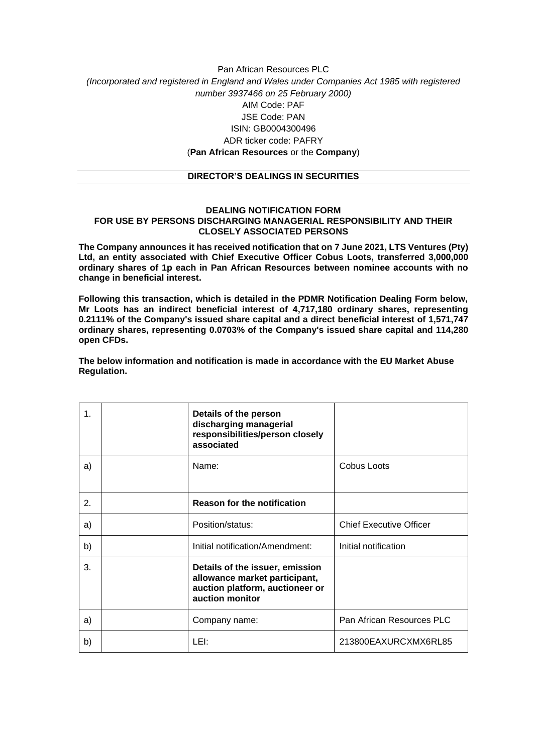Pan African Resources PLC

*(Incorporated and registered in England and Wales under Companies Act 1985 with registered number 3937466 on 25 February 2000)*

AIM Code: PAF

JSE Code: PAN

ISIN: GB0004300496

ADR ticker code: PAFRY

(**Pan African Resources** or the **Company**)

## DIRECTOR'S DEALINGS IN SECURITIES

### DEALING NOTIFICATION FORM
### FOR USE BY PERSONS DISCHARGING MANAGERIAL RESPONSIBILITY AND THEIR CLOSELY ASSOCIATED PERSONS

**The Company announces it has received notification that on 7 June 2021, LTS Ventures (Pty) Ltd, an entity associated with Chief Executive Officer Cobus Loots, transferred 3,000,000 ordinary shares of 1p each in Pan African Resources between nominee accounts with no change in beneficial interest.**

**Following this transaction, which is detailed in the PDMR Notification Dealing Form below, Mr Loots has an indirect beneficial interest of 4,717,180 ordinary shares, representing 0.2111% of the Company's issued share capital and a direct beneficial interest of 1,571,747 ordinary shares, representing 0.0703% of the Company's issued share capital and 114,280 open CFDs.**

**The below information and notification is made in accordance with the EU Market Abuse Regulation.**

| | | | |
|---|---|---|---|
| 1. | | **Details of the person discharging managerial responsibilities/person closely associated** | |
| a) | | Name: | Cobus Loots |
| 2. | | **Reason for the notification** | |
| a) | | Position/status: | Chief Executive Officer |
| b) | | Initial notification/Amendment: | Initial notification |
| 3. | | **Details of the issuer, emission allowance market participant, auction platform, auctioneer or auction monitor** | |
| a) | | Company name: | Pan African Resources PLC |
| b) | | LEI: | 213800EAXURCXMX6RL85 |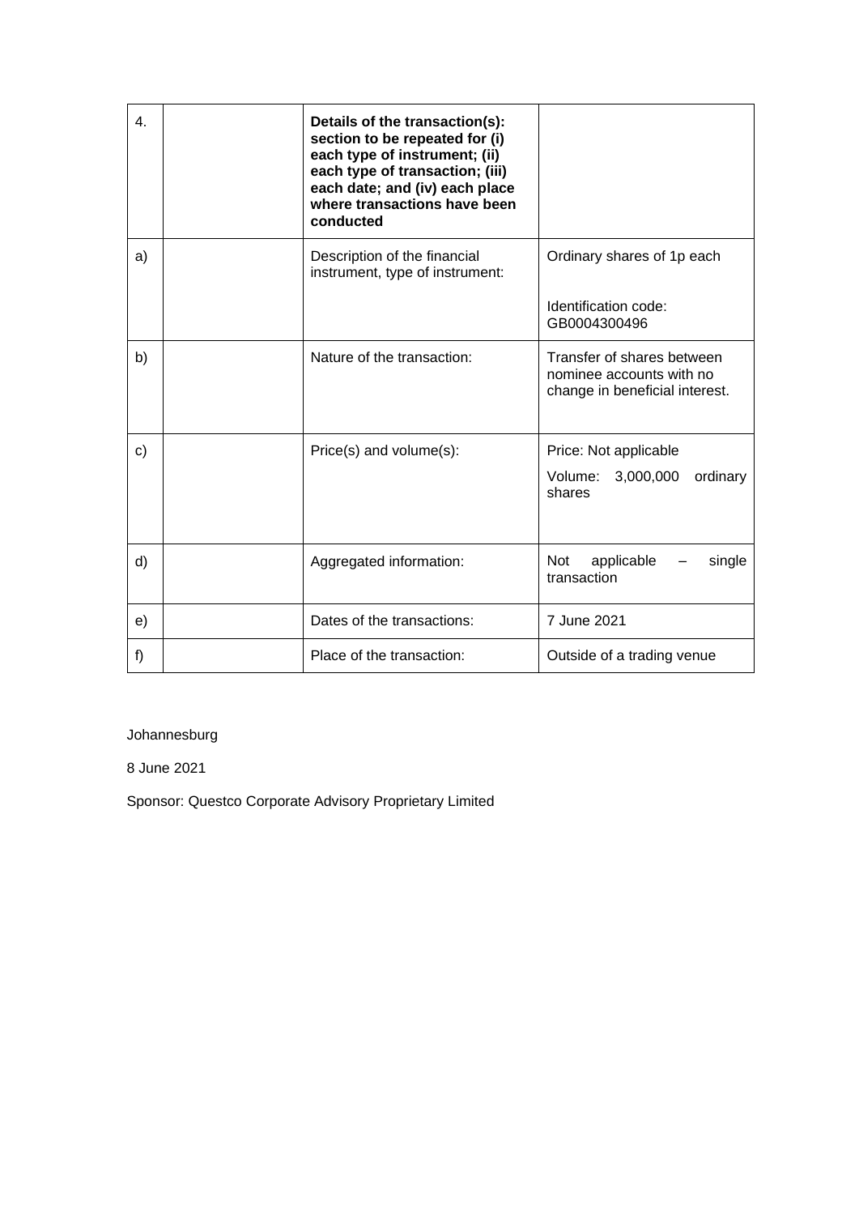| | | | |
|---|---|---|---|
| 4. | | **Details of the transaction(s): section to be repeated for (i) each type of instrument; (ii) each type of transaction; (iii) each date; and (iv) each place where transactions have been conducted** | |
| a) | | Description of the financial instrument, type of instrument: | Ordinary shares of 1p each<br><br>Identification code: GB0004300496 |
| b) | | Nature of the transaction: | Transfer of shares between nominee accounts with no change in beneficial interest. |
| c) | | Price(s) and volume(s): | Price: Not applicable<br>Volume: 3,000,000 ordinary shares |
| d) | | Aggregated information: | Not applicable – single transaction |
| e) | | Dates of the transactions: | 7 June 2021 |
| f) | | Place of the transaction: | Outside of a trading venue |

Johannesburg

8 June 2021

Sponsor: Questco Corporate Advisory Proprietary Limited